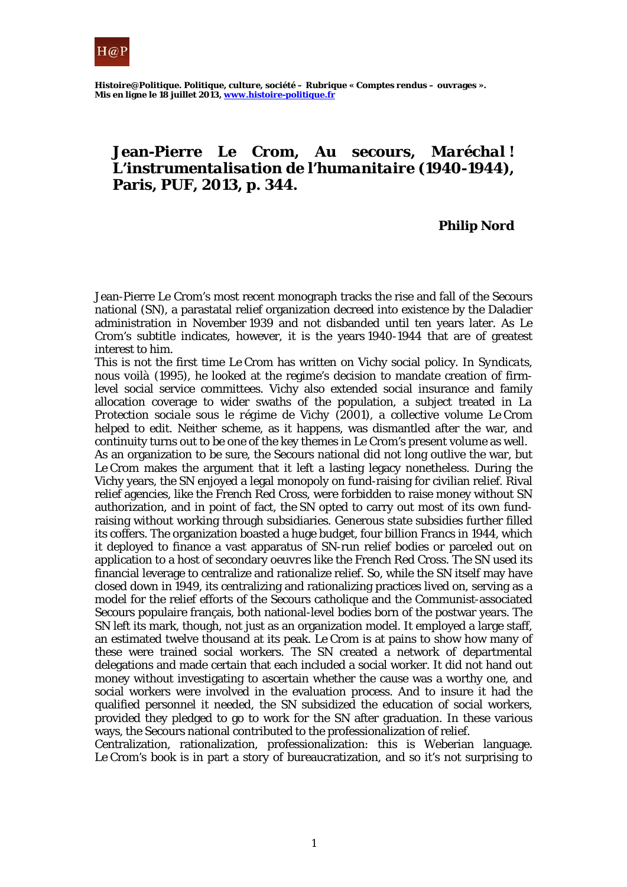**Histoire@Politique. Politique, culture, société – Rubrique « Comptes rendus – ouvrages ». Mis en ligne le 18 juillet 2013, [www.histoire-politique.fr](http://www.histoire-politique.fr)**

# Jean-Pierre Le Crom, *Au secours, Maréchal ! L'instrumentalisation de l'humanitaire (1940-1944)*, Paris, PUF, 2013, p. 344.

**Philip Nord**

Jean-Pierre Le Crom's most recent monograph tracks the rise and fall of the Secours national (SN), a parastatal relief organization decreed into existence by the Daladier administration in November 1939 and not disbanded until ten years later. As Le Crom's subtitle indicates, however, it is the years 1940-1944 that are of greatest interest to him.

This is not the first time Le Crom has written on Vichy social policy. In *Syndicats, nous voilà* (1995), he looked at the regime's decision to mandate creation of firm-level social service committees. Vichy also extended social insurance and family allocation coverage to wider swaths of the population, a subject treated in *La Protection sociale sous le régime de Vichy* (2001), a collective volume Le Crom helped to edit. Neither scheme, as it happens, was dismantled after the war, and continuity turns out to be one of the key themes in Le Crom's present volume as well.

As an organization to be sure, the Secours national did not long outlive the war, but Le Crom makes the argument that it left a lasting legacy nonetheless. During the Vichy years, the SN enjoyed a legal monopoly on fund-raising for civilian relief. Rival relief agencies, like the French Red Cross, were forbidden to raise money without SN authorization, and in point of fact, the SN opted to carry out most of its own fund-raising without working through subsidiaries. Generous state subsidies further filled its coffers. The organization boasted a huge budget, four billion Francs in 1944, which it deployed to finance a vast apparatus of SN-run relief bodies or parceled out on application to a host of secondary oeuvres like the French Red Cross. The SN used its financial leverage to centralize and rationalize relief. So, while the SN itself may have closed down in 1949, its centralizing and rationalizing practices lived on, serving as a model for the relief efforts of the Secours catholique and the Communist-associated Secours populaire français, both national-level bodies born of the postwar years. The SN left its mark, though, not just as an organization model. It employed a large staff, an estimated twelve thousand at its peak. Le Crom is at pains to show how many of these were trained social workers. The SN created a network of departmental delegations and made certain that each included a social worker. It did not hand out money without investigating to ascertain whether the cause was a worthy one, and social workers were involved in the evaluation process. And to insure it had the qualified personnel it needed, the SN subsidized the education of social workers, provided they pledged to go to work for the SN after graduation. In these various ways, the Secours national contributed to the professionalization of relief.

Centralization, rationalization, professionalization: this is Weberian language. Le Crom's book is in part a story of bureaucratization, and so it's not surprising to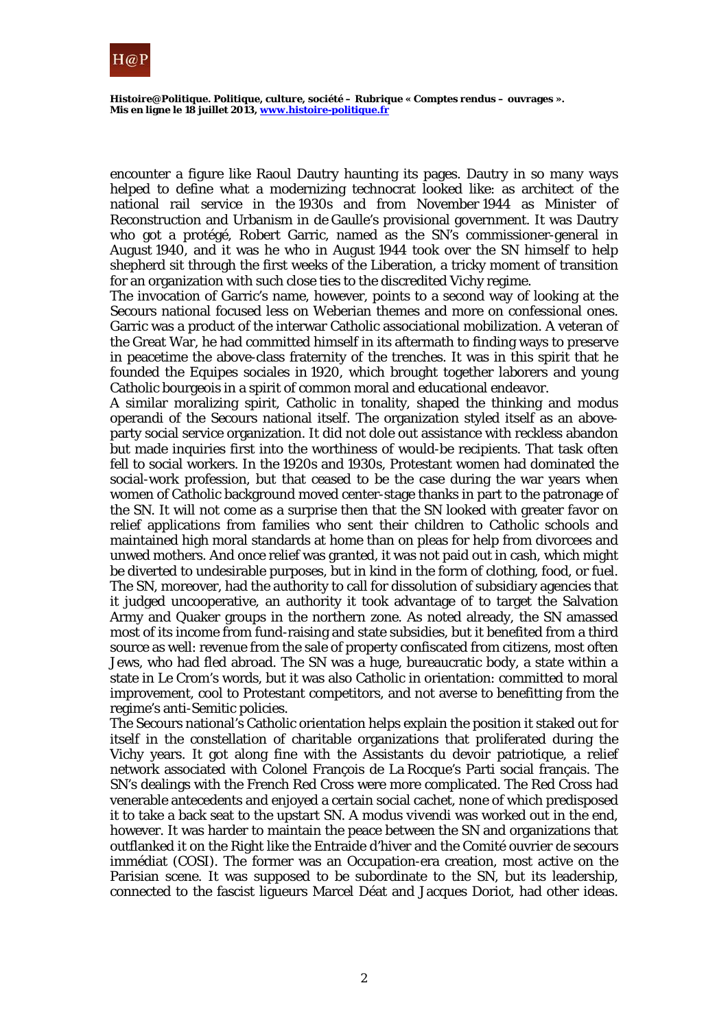encounter a figure like Raoul Dautry haunting its pages. Dautry in so many ways helped to define what a modernizing technocrat looked like: as architect of the national rail service in the 1930s and from November 1944 as Minister of Reconstruction and Urbanism in de Gaulle's provisional government. It was Dautry who got a protégé, Robert Garric, named as the SN's commissioner-general in August 1940, and it was he who in August 1944 took over the SN himself to help shepherd sit through the first weeks of the Liberation, a tricky moment of transition for an organization with such close ties to the discredited Vichy regime.

The invocation of Garric's name, however, points to a second way of looking at the Secours national focused less on Weberian themes and more on confessional ones. Garric was a product of the interwar Catholic associational mobilization. A veteran of the Great War, he had committed himself in its aftermath to finding ways to preserve in peacetime the above-class fraternity of the trenches. It was in this spirit that he founded the Equipes sociales in 1920, which brought together laborers and young Catholic bourgeois in a spirit of common moral and educational endeavor.

A similar moralizing spirit, Catholic in tonality, shaped the thinking and modus operandi of the Secours national itself. The organization styled itself as an above-party social service organization. It did not dole out assistance with reckless abandon but made inquiries first into the worthiness of would-be recipients. That task often fell to social workers. In the 1920s and 1930s, Protestant women had dominated the social-work profession, but that ceased to be the case during the war years when women of Catholic background moved center-stage thanks in part to the patronage of the SN. It will not come as a surprise then that the SN looked with greater favor on relief applications from families who sent their children to Catholic schools and maintained high moral standards at home than on pleas for help from divorcees and unwed mothers. And once relief was granted, it was not paid out in cash, which might be diverted to undesirable purposes, but in kind in the form of clothing, food, or fuel. The SN, moreover, had the authority to call for dissolution of subsidiary agencies that it judged uncooperative, an authority it took advantage of to target the Salvation Army and Quaker groups in the northern zone. As noted already, the SN amassed most of its income from fund-raising and state subsidies, but it benefited from a third source as well: revenue from the sale of property confiscated from citizens, most often Jews, who had fled abroad. The SN was a huge, bureaucratic body, a state within a state in Le Crom's words, but it was also Catholic in orientation: committed to moral improvement, cool to Protestant competitors, and not averse to benefitting from the regime's anti-Semitic policies.

The Secours national's Catholic orientation helps explain the position it staked out for itself in the constellation of charitable organizations that proliferated during the Vichy years. It got along fine with the Assistants du devoir patriotique, a relief network associated with Colonel François de La Rocque's Parti social français. The SN's dealings with the French Red Cross were more complicated. The Red Cross had venerable antecedents and enjoyed a certain social cachet, none of which predisposed it to take a back seat to the upstart SN. A modus vivendi was worked out in the end, however. It was harder to maintain the peace between the SN and organizations that outflanked it on the Right like the Entraide d'hiver and the Comité ouvrier de secours immédiat (COSI). The former was an Occupation-era creation, most active on the Parisian scene. It was supposed to be subordinate to the SN, but its leadership, connected to the fascist ligueurs Marcel Déat and Jacques Doriot, had other ideas.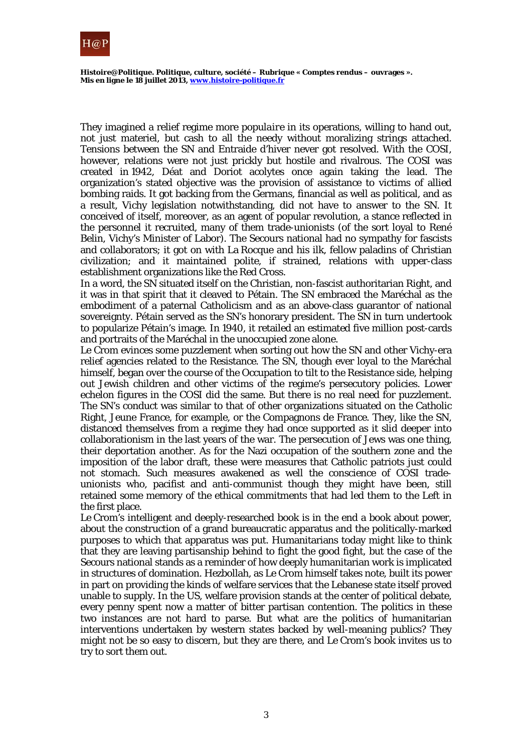They imagined a relief regime more *populaire* in its operations, willing to hand out, not just materiel, but cash to all the needy without moralizing strings attached. Tensions between the SN and Entraide d'hiver never got resolved. With the COSI, however, relations were not just prickly but hostile and rivalrous. The COSI was created in 1942, Déat and Doriot acolytes once again taking the lead. The organization's stated objective was the provision of assistance to victims of allied bombing raids. It got backing from the Germans, financial as well as political, and as a result, Vichy legislation notwithstanding, did not have to answer to the SN. It conceived of itself, moreover, as an agent of popular revolution, a stance reflected in the personnel it recruited, many of them trade-unionists (of the sort loyal to René Belin, Vichy's Minister of Labor). The Secours national had no sympathy for fascists and collaborators; it got on with La Rocque and his ilk, fellow paladins of Christian civilization; and it maintained polite, if strained, relations with upper-class establishment organizations like the Red Cross.

In a word, the SN situated itself on the Christian, non-fascist authoritarian Right, and it was in that spirit that it cleaved to Pétain. The SN embraced the Maréchal as the embodiment of a paternal Catholicism and as an above-class guarantor of national sovereignty. Pétain served as the SN's honorary president. The SN in turn undertook to popularize Pétain's image. In 1940, it retailed an estimated five million post-cards and portraits of the Maréchal in the unoccupied zone alone.

Le Crom evinces some puzzlement when sorting out how the SN and other Vichy-era relief agencies related to the Resistance. The SN, though ever loyal to the Maréchal himself, began over the course of the Occupation to tilt to the Resistance side, helping out Jewish children and other victims of the regime's persecutory policies. Lower echelon figures in the COSI did the same. But there is no real need for puzzlement. The SN's conduct was similar to that of other organizations situated on the Catholic Right, Jeune France, for example, or the Compagnons de France. They, like the SN, distanced themselves from a regime they had once supported as it slid deeper into collaborationism in the last years of the war. The persecution of Jews was one thing, their deportation another. As for the Nazi occupation of the southern zone and the imposition of the labor draft, these were measures that Catholic patriots just could not stomach. Such measures awakened as well the conscience of COSI trade-unionists who, pacifist and anti-communist though they might have been, still retained some memory of the ethical commitments that had led them to the Left in the first place.

Le Crom's intelligent and deeply-researched book is in the end a book about power, about the construction of a grand bureaucratic apparatus and the politically-marked purposes to which that apparatus was put. Humanitarians today might like to think that they are leaving partisanship behind to fight the good fight, but the case of the Secours national stands as a reminder of how deeply humanitarian work is implicated in structures of domination. Hezbollah, as Le Crom himself takes note, built its power in part on providing the kinds of welfare services that the Lebanese state itself proved unable to supply. In the US, welfare provision stands at the center of political debate, every penny spent now a matter of bitter partisan contention. The politics in these two instances are not hard to parse. But what are the politics of humanitarian interventions undertaken by western states backed by well-meaning publics? They might not be so easy to discern, but they are there, and Le Crom's book invites us to try to sort them out.